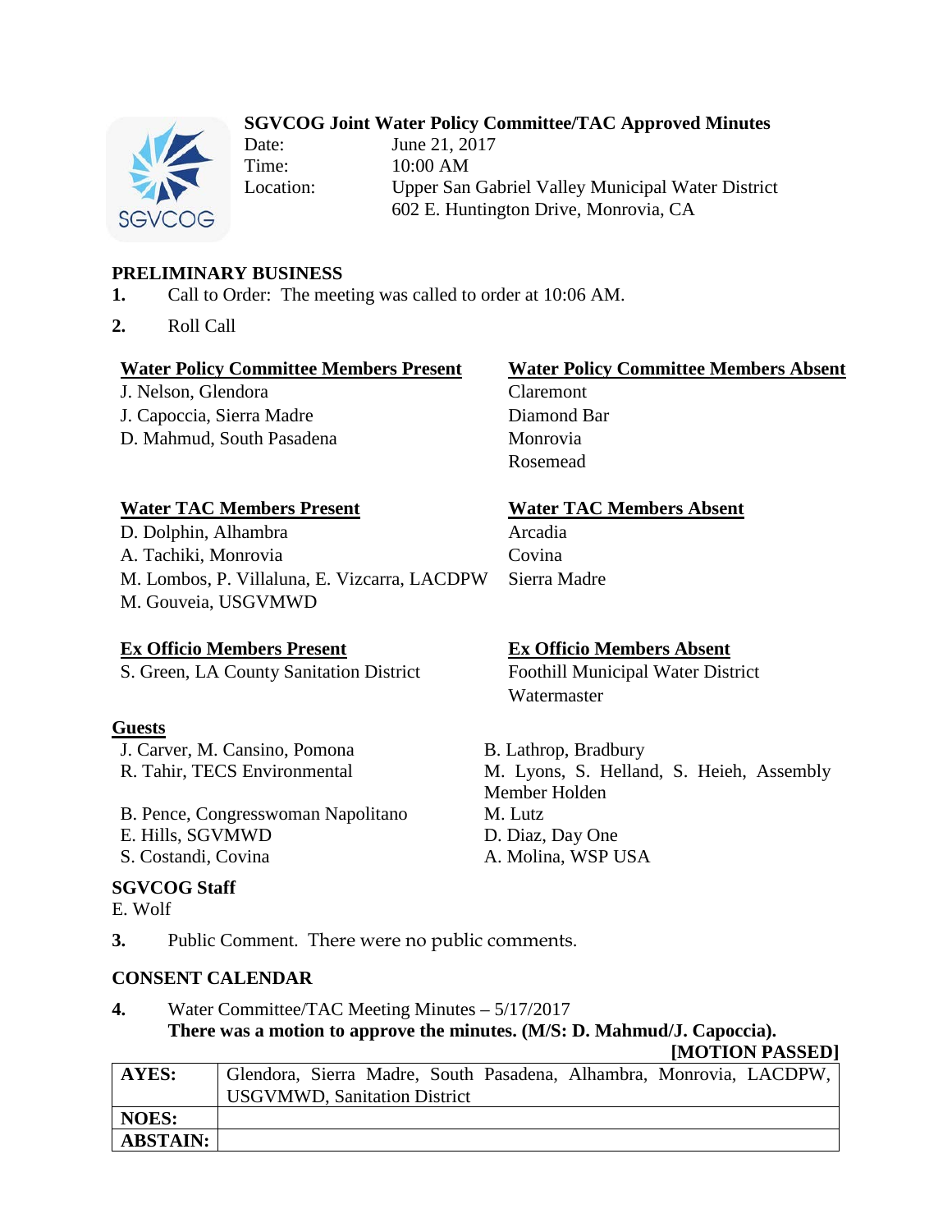# SGVCOG Joint Water Policy Committee/TAC Approved Minutes

Date: June 21, 2017
Time: 10:00 AM
Location: Upper San Gabriel Valley Municipal Water District
602 E. Huntington Drive, Monrovia, CA

## PRELIMINARY BUSINESS

1. Call to Order: The meeting was called to order at 10:06 AM.

2. Roll Call

**Water Policy Committee Members Present**
J. Nelson, Glendora
J. Capoccia, Sierra Madre
D. Mahmud, South Pasadena

**Water Policy Committee Members Absent**
Claremont
Diamond Bar
Monrovia
Rosemead

**Water TAC Members Present**
D. Dolphin, Alhambra
A. Tachiki, Monrovia
M. Lombos, P. Villaluna, E. Vizcarra, LACDPW
M. Gouveia, USGVMWD

**Water TAC Members Absent**
Arcadia
Covina
Sierra Madre

**Ex Officio Members Present**
S. Green, LA County Sanitation District

**Ex Officio Members Absent**
Foothill Municipal Water District
Watermaster

**Guests**
J. Carver, M. Cansino, Pomona
R. Tahir, TECS Environmental
B. Pence, Congresswoman Napolitano
E. Hills, SGVMWD
S. Costandi, Covina
B. Lathrop, Bradbury
M. Lyons, S. Helland, S. Heieh, Assembly Member Holden
M. Lutz
D. Diaz, Day One
A. Molina, WSP USA

**SGVCOG Staff**
E. Wolf

3. Public Comment. There were no public comments.

## CONSENT CALENDAR

4. Water Committee/TAC Meeting Minutes – 5/17/2017
**There was a motion to approve the minutes. (M/S: D. Mahmud/J. Capoccia).**

**[MOTION PASSED]**

| | |
|---|---|
| **AYES:** | Glendora, Sierra Madre, South Pasadena, Alhambra, Monrovia, LACDPW, USGVMWD, Sanitation District |
| **NOES:** | |
| **ABSTAIN:** | |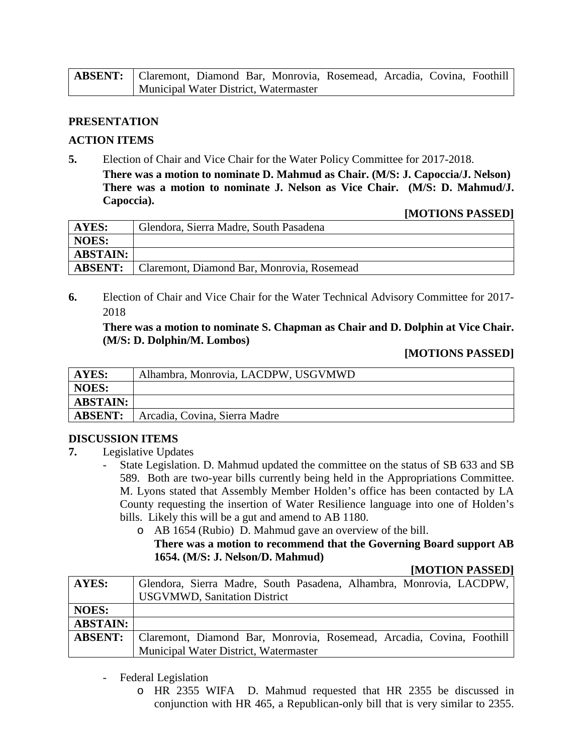| ABSENT: | Claremont, Diamond Bar, Monrovia, Rosemead, Arcadia, Covina, Foothill Municipal Water District, Watermaster |
|---|---|

**PRESENTATION**

**ACTION ITEMS**

**5.** Election of Chair and Vice Chair for the Water Policy Committee for 2017-2018.

**There was a motion to nominate D. Mahmud as Chair. (M/S: J. Capoccia/J. Nelson)**
**There was a motion to nominate J. Nelson as Vice Chair. (M/S: D. Mahmud/J. Capoccia).**

**[MOTIONS PASSED]**

| AYES: | Glendora, Sierra Madre, South Pasadena |
|---|---|
| NOES: | |
| ABSTAIN: | |
| ABSENT: | Claremont, Diamond Bar, Monrovia, Rosemead |

**6.** Election of Chair and Vice Chair for the Water Technical Advisory Committee for 2017-2018

**There was a motion to nominate S. Chapman as Chair and D. Dolphin at Vice Chair. (M/S: D. Dolphin/M. Lombos)**

**[MOTIONS PASSED]**

| AYES: | Alhambra, Monrovia, LACDPW, USGVMWD |
|---|---|
| NOES: | |
| ABSTAIN: | |
| ABSENT: | Arcadia, Covina, Sierra Madre |

**DISCUSSION ITEMS**

**7.** Legislative Updates

- State Legislation. D. Mahmud updated the committee on the status of SB 633 and SB 589. Both are two-year bills currently being held in the Appropriations Committee. M. Lyons stated that Assembly Member Holden's office has been contacted by LA County requesting the insertion of Water Resilience language into one of Holden's bills. Likely this will be a gut and amend to AB 1180.
  - AB 1654 (Rubio) D. Mahmud gave an overview of the bill.
    **There was a motion to recommend that the Governing Board support AB 1654. (M/S: J. Nelson/D. Mahmud)**

**[MOTION PASSED]**

| AYES: | Glendora, Sierra Madre, South Pasadena, Alhambra, Monrovia, LACDPW, USGVMWD, Sanitation District |
|---|---|
| NOES: | |
| ABSTAIN: | |
| ABSENT: | Claremont, Diamond Bar, Monrovia, Rosemead, Arcadia, Covina, Foothill Municipal Water District, Watermaster |

- Federal Legislation
  - HR 2355 WIFA D. Mahmud requested that HR 2355 be discussed in conjunction with HR 465, a Republican-only bill that is very similar to 2355.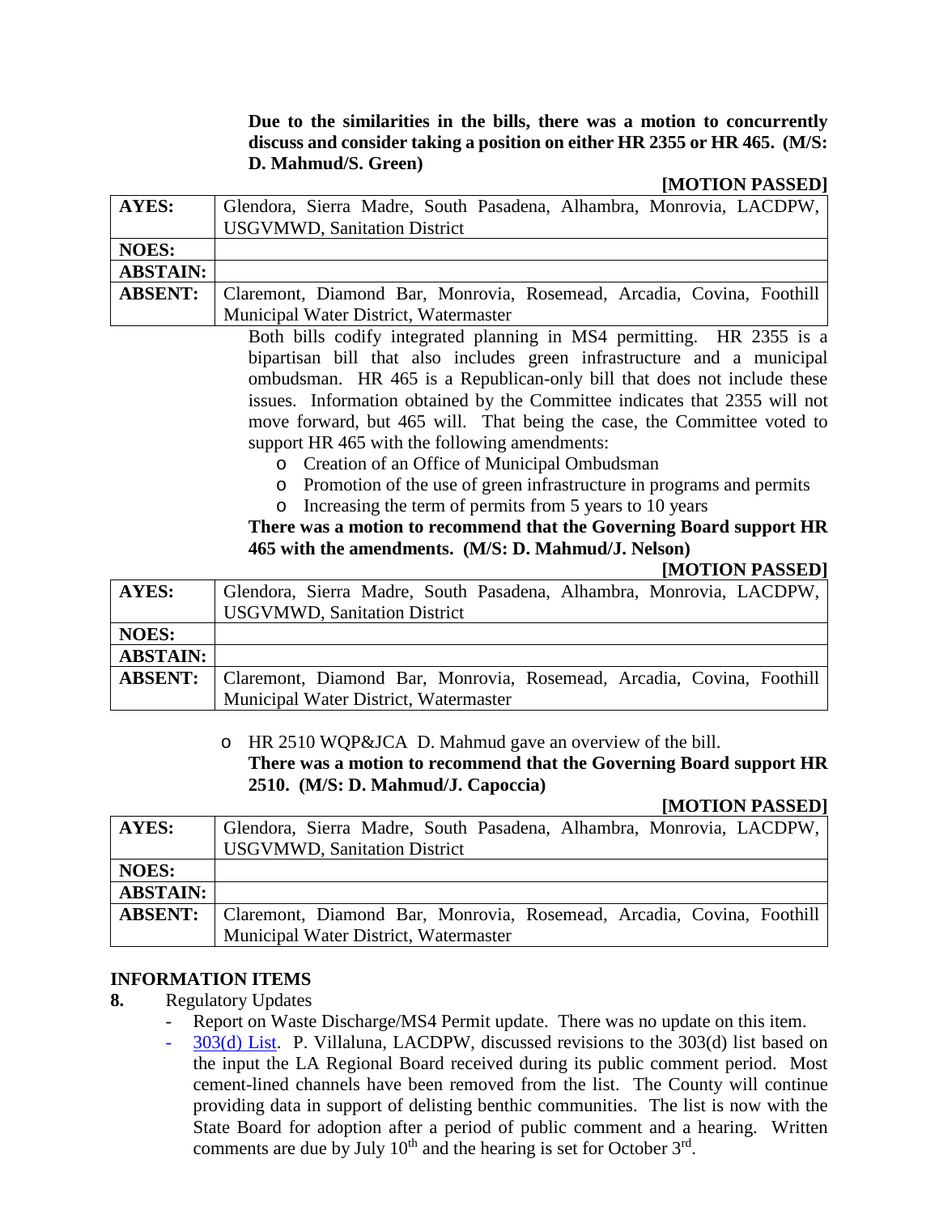**Due to the similarities in the bills, there was a motion to concurrently discuss and consider taking a position on either HR 2355 or HR 465. (M/S: D. Mahmud/S. Green)**

**[MOTION PASSED]**

| **AYES:** | Glendora, Sierra Madre, South Pasadena, Alhambra, Monrovia, LACDPW, USGVMWD, Sanitation District |
|---|---|
| **NOES:** | |
| **ABSTAIN:** | |
| **ABSENT:** | Claremont, Diamond Bar, Monrovia, Rosemead, Arcadia, Covina, Foothill Municipal Water District, Watermaster |

Both bills codify integrated planning in MS4 permitting. HR 2355 is a bipartisan bill that also includes green infrastructure and a municipal ombudsman. HR 465 is a Republican-only bill that does not include these issues. Information obtained by the Committee indicates that 2355 will not move forward, but 465 will. That being the case, the Committee voted to support HR 465 with the following amendments:

- Creation of an Office of Municipal Ombudsman
- Promotion of the use of green infrastructure in programs and permits
- Increasing the term of permits from 5 years to 10 years

**There was a motion to recommend that the Governing Board support HR 465 with the amendments. (M/S: D. Mahmud/J. Nelson)**

**[MOTION PASSED]**

| **AYES:** | Glendora, Sierra Madre, South Pasadena, Alhambra, Monrovia, LACDPW, USGVMWD, Sanitation District |
|---|---|
| **NOES:** | |
| **ABSTAIN:** | |
| **ABSENT:** | Claremont, Diamond Bar, Monrovia, Rosemead, Arcadia, Covina, Foothill Municipal Water District, Watermaster |

- HR 2510 WQP&JCA D. Mahmud gave an overview of the bill.
  **There was a motion to recommend that the Governing Board support HR 2510. (M/S: D. Mahmud/J. Capoccia)**

**[MOTION PASSED]**

| **AYES:** | Glendora, Sierra Madre, South Pasadena, Alhambra, Monrovia, LACDPW, USGVMWD, Sanitation District |
|---|---|
| **NOES:** | |
| **ABSTAIN:** | |
| **ABSENT:** | Claremont, Diamond Bar, Monrovia, Rosemead, Arcadia, Covina, Foothill Municipal Water District, Watermaster |

## INFORMATION ITEMS

**8.** Regulatory Updates

- Report on Waste Discharge/MS4 Permit update. There was no update on this item.
- 303(d) List. P. Villaluna, LACDPW, discussed revisions to the 303(d) list based on the input the LA Regional Board received during its public comment period. Most cement-lined channels have been removed from the list. The County will continue providing data in support of delisting benthic communities. The list is now with the State Board for adoption after a period of public comment and a hearing. Written comments are due by July 10th and the hearing is set for October 3rd.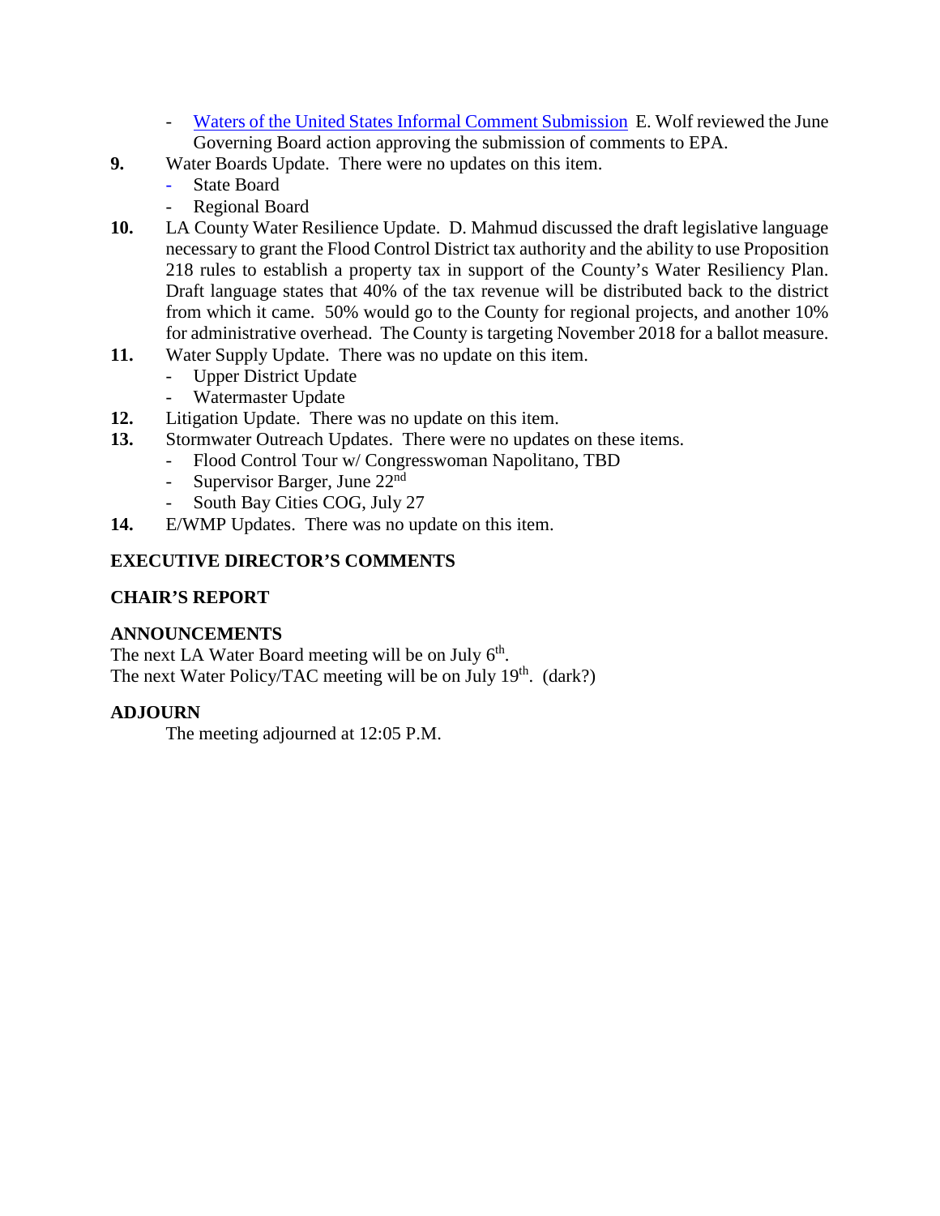- Waters of the United States Informal Comment Submission E. Wolf reviewed the June Governing Board action approving the submission of comments to EPA.

**9.** Water Boards Update. There were no updates on this item.
- State Board
- Regional Board

**10.** LA County Water Resilience Update. D. Mahmud discussed the draft legislative language necessary to grant the Flood Control District tax authority and the ability to use Proposition 218 rules to establish a property tax in support of the County's Water Resiliency Plan. Draft language states that 40% of the tax revenue will be distributed back to the district from which it came. 50% would go to the County for regional projects, and another 10% for administrative overhead. The County is targeting November 2018 for a ballot measure.

**11.** Water Supply Update. There was no update on this item.
- Upper District Update
- Watermaster Update

**12.** Litigation Update. There was no update on this item.

**13.** Stormwater Outreach Updates. There were no updates on these items.
- Flood Control Tour w/ Congresswoman Napolitano, TBD
- Supervisor Barger, June 22nd
- South Bay Cities COG, July 27

**14.** E/WMP Updates. There was no update on this item.

## EXECUTIVE DIRECTOR'S COMMENTS

## CHAIR'S REPORT

## ANNOUNCEMENTS

The next LA Water Board meeting will be on July 6th.
The next Water Policy/TAC meeting will be on July 19th. (dark?)

## ADJOURN

The meeting adjourned at 12:05 P.M.